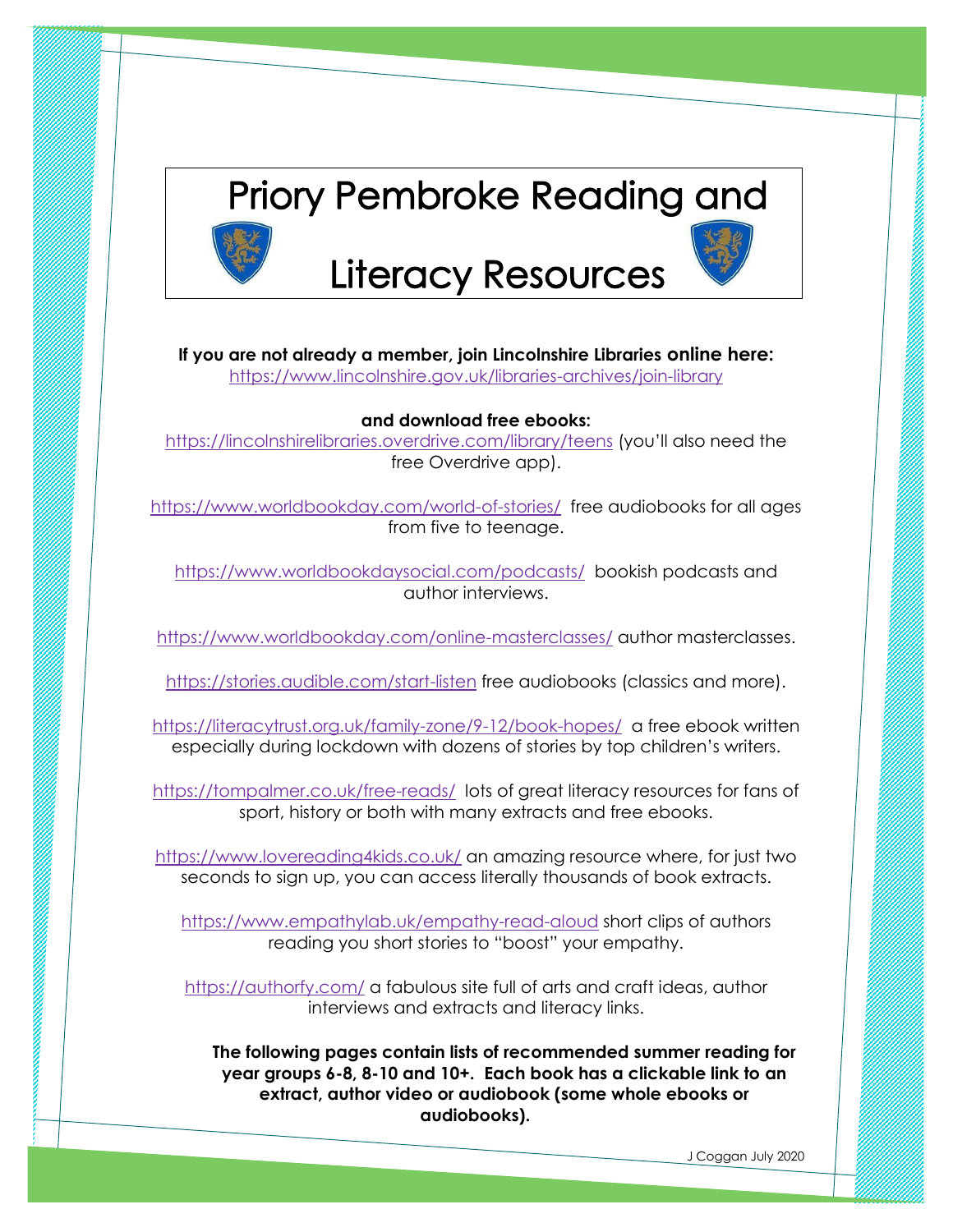# Priory Pembroke Reading and Literacy Resources

**If you are not already a member, join Lincolnshire Libraries online here:**
https://www.lincolnshire.gov.uk/libraries-archives/join-library

**and download free ebooks:**
https://lincolnshirelibraries.overdrive.com/library/teens (you'll also need the free Overdrive app).

https://www.worldbookday.com/world-of-stories/ free audiobooks for all ages from five to teenage.

https://www.worldbookdaysocial.com/podcasts/ bookish podcasts and author interviews.

https://www.worldbookday.com/online-masterclasses/ author masterclasses.

https://stories.audible.com/start-listen free audiobooks (classics and more).

https://literacytrust.org.uk/family-zone/9-12/book-hopes/ a free ebook written especially during lockdown with dozens of stories by top children's writers.

https://tompalmer.co.uk/free-reads/ lots of great literacy resources for fans of sport, history or both with many extracts and free ebooks.

https://www.lovereading4kids.co.uk/ an amazing resource where, for just two seconds to sign up, you can access literally thousands of book extracts.

https://www.empathylab.uk/empathy-read-aloud short clips of authors reading you short stories to "boost" your empathy.

https://authorfy.com/ a fabulous site full of arts and craft ideas, author interviews and extracts and literacy links.

**The following pages contain lists of recommended summer reading for year groups 6-8, 8-10 and 10+. Each book has a clickable link to an extract, author video or audiobook (some whole ebooks or audiobooks).**

J Coggan July 2020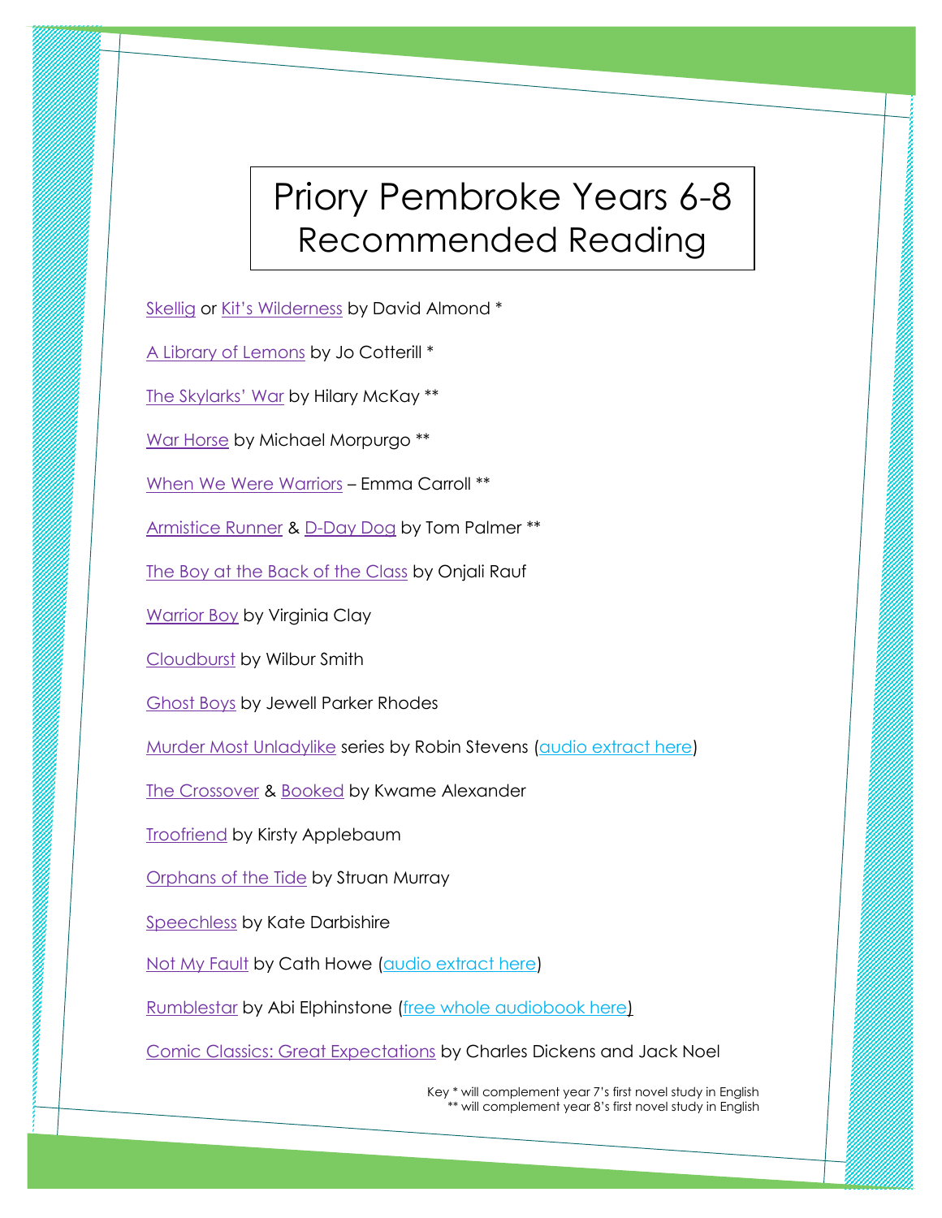# Priory Pembroke Years 6-8 Recommended Reading

Skellig or Kit's Wilderness by David Almond *

A Library of Lemons by Jo Cotterill *

The Skylarks' War by Hilary McKay **

War Horse by Michael Morpurgo **

When We Were Warriors – Emma Carroll **

Armistice Runner & D-Day Dog by Tom Palmer **

The Boy at the Back of the Class by Onjali Rauf

Warrior Boy by Virginia Clay

Cloudburst by Wilbur Smith

Ghost Boys by Jewell Parker Rhodes

Murder Most Unladylike series by Robin Stevens (audio extract here)

The Crossover & Booked by Kwame Alexander

Troofriend by Kirsty Applebaum

Orphans of the Tide by Struan Murray

Speechless by Kate Darbishire

Not My Fault by Cath Howe (audio extract here)

Rumblestar by Abi Elphinstone (free whole audiobook here)

Comic Classics: Great Expectations by Charles Dickens and Jack Noel

Key * will complement year 7's first novel study in English
** will complement year 8's first novel study in English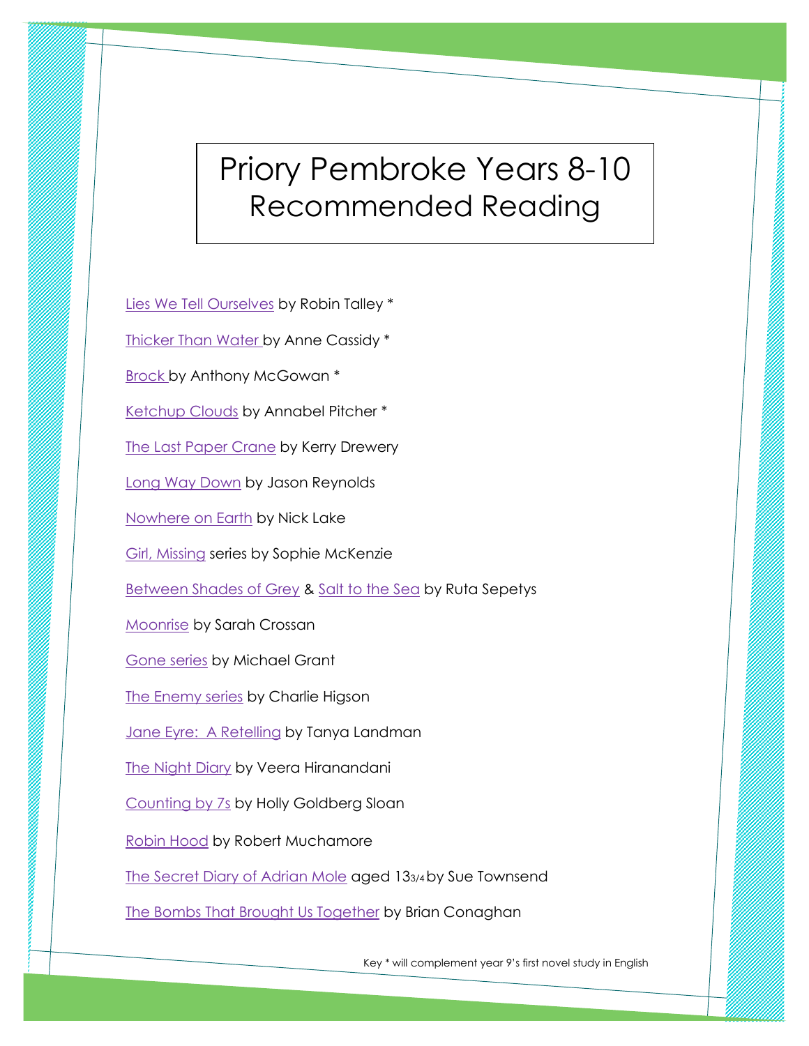# Priory Pembroke Years 8-10 Recommended Reading

Lies We Tell Ourselves by Robin Talley *

Thicker Than Water by Anne Cassidy *

Brock by Anthony McGowan *

Ketchup Clouds by Annabel Pitcher *

The Last Paper Crane by Kerry Drewery

Long Way Down by Jason Reynolds

Nowhere on Earth by Nick Lake

Girl, Missing series by Sophie McKenzie

Between Shades of Grey & Salt to the Sea by Ruta Sepetys

Moonrise by Sarah Crossan

Gone series by Michael Grant

The Enemy series by Charlie Higson

Jane Eyre: A Retelling by Tanya Landman

The Night Diary by Veera Hiranandani

Counting by 7s by Holly Goldberg Sloan

Robin Hood by Robert Muchamore

The Secret Diary of Adrian Mole aged 13 3/4 by Sue Townsend

The Bombs That Brought Us Together by Brian Conaghan

Key * will complement year 9's first novel study in English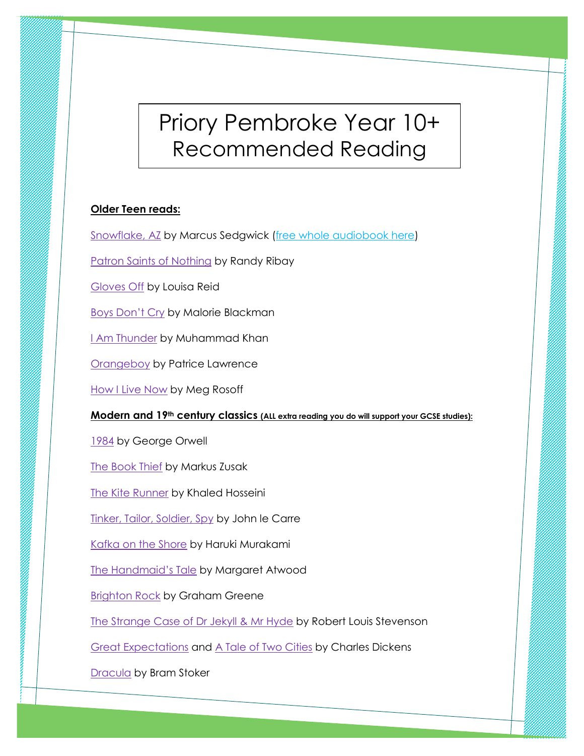# Priory Pembroke Year 10+ Recommended Reading

**Older Teen reads:**

Snowflake, AZ by Marcus Sedgwick (free whole audiobook here)

Patron Saints of Nothing by Randy Ribay

Gloves Off by Louisa Reid

Boys Don't Cry by Malorie Blackman

I Am Thunder by Muhammad Khan

Orangeboy by Patrice Lawrence

How I Live Now by Meg Rosoff

**Modern and 19th century classics (ALL extra reading you do will support your GCSE studies):**

1984 by George Orwell

The Book Thief by Markus Zusak

The Kite Runner by Khaled Hosseini

Tinker, Tailor, Soldier, Spy by John le Carre

Kafka on the Shore by Haruki Murakami

The Handmaid's Tale by Margaret Atwood

Brighton Rock by Graham Greene

The Strange Case of Dr Jekyll & Mr Hyde by Robert Louis Stevenson

Great Expectations and A Tale of Two Cities by Charles Dickens

Dracula by Bram Stoker